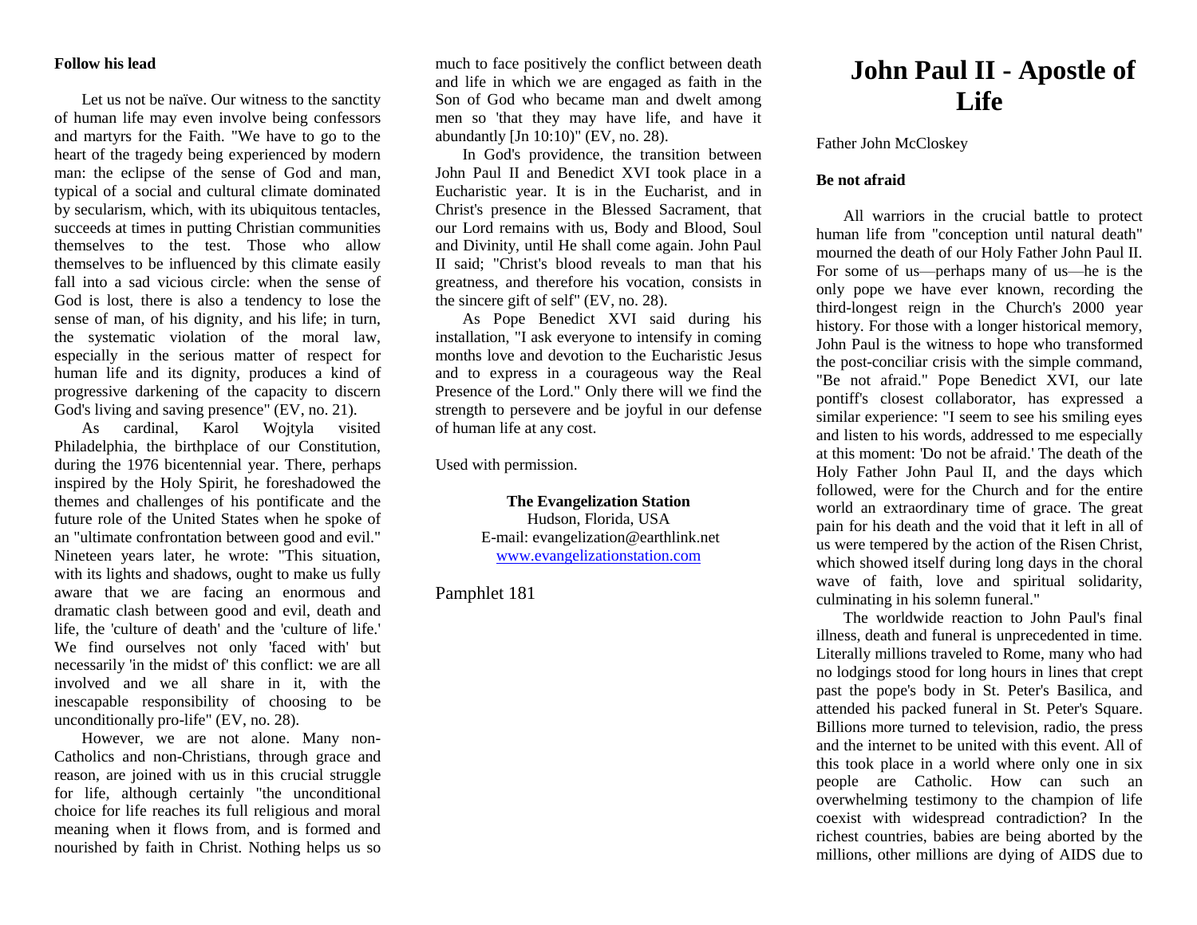**Follow his lead**

Let us not be naïve. Our witness to the sanctity of human life may even involve being confessors and martyrs for the Faith. "We have to go to the heart of the tragedy being experienced by modern man: the eclipse of the sense of God and man, typical of a social and cultural climate dominated by secularism, which, with its ubiquitous tentacles, succeeds at times in putting Christian communities themselves to the test. Those who allow themselves to be influenced by this climate easily fall into a sad vicious circle: when the sense of God is lost, there is also a tendency to lose the sense of man, of his dignity, and his life; in turn, the systematic violation of the moral law, especially in the serious matter of respect for human life and its dignity, produces a kind of progressive darkening of the capacity to discern God's living and saving presence" (EV, no. 21).

As cardinal, Karol Wojtyla visited Philadelphia, the birthplace of our Constitution, during the 1976 bicentennial year. There, perhaps inspired by the Holy Spirit, he foreshadowed the themes and challenges of his pontificate and the future role of the United States when he spoke of an "ultimate confrontation between good and evil." Nineteen years later, he wrote: "This situation, with its lights and shadows, ought to make us fully aware that we are facing an enormous and dramatic clash between good and evil, death and life, the 'culture of death' and the 'culture of life.' We find ourselves not only 'faced with' but necessarily 'in the midst of' this conflict: we are all involved and we all share in it, with the inescapable responsibility of choosing to be unconditionally pro-life" (EV, no. 28).

However, we are not alone. Many non-Catholics and non-Christians, through grace and reason, are joined with us in this crucial struggle for life, although certainly "the unconditional choice for life reaches its full religious and moral meaning when it flows from, and is formed and nourished by faith in Christ. Nothing helps us so much to face positively the conflict between death and life in which we are engaged as faith in the Son of God who became man and dwelt among men so 'that they may have life, and have it abundantly [Jn 10:10)" (EV, no. 28).

In God's providence, the transition between John Paul II and Benedict XVI took place in a Eucharistic year. It is in the Eucharist, and in Christ's presence in the Blessed Sacrament, that our Lord remains with us, Body and Blood, Soul and Divinity, until He shall come again. John Paul II said; "Christ's blood reveals to man that his greatness, and therefore his vocation, consists in the sincere gift of self" (EV, no. 28).

As Pope Benedict XVI said during his installation, "I ask everyone to intensify in coming months love and devotion to the Eucharistic Jesus and to express in a courageous way the Real Presence of the Lord." Only there will we find the strength to persevere and be joyful in our defense of human life at any cost.

Used with permission.

**The Evangelization Station**
Hudson, Florida, USA
E-mail: evangelization@earthlink.net
www.evangelizationstation.com

Pamphlet 181

# John Paul II - Apostle of Life

Father John McCloskey

**Be not afraid**

All warriors in the crucial battle to protect human life from "conception until natural death" mourned the death of our Holy Father John Paul II. For some of us—perhaps many of us—he is the only pope we have ever known, recording the third-longest reign in the Church's 2000 year history. For those with a longer historical memory, John Paul is the witness to hope who transformed the post-conciliar crisis with the simple command, "Be not afraid." Pope Benedict XVI, our late pontiff's closest collaborator, has expressed a similar experience: "I seem to see his smiling eyes and listen to his words, addressed to me especially at this moment: 'Do not be afraid.' The death of the Holy Father John Paul II, and the days which followed, were for the Church and for the entire world an extraordinary time of grace. The great pain for his death and the void that it left in all of us were tempered by the action of the Risen Christ, which showed itself during long days in the choral wave of faith, love and spiritual solidarity, culminating in his solemn funeral."

The worldwide reaction to John Paul's final illness, death and funeral is unprecedented in time. Literally millions traveled to Rome, many who had no lodgings stood for long hours in lines that crept past the pope's body in St. Peter's Basilica, and attended his packed funeral in St. Peter's Square. Billions more turned to television, radio, the press and the internet to be united with this event. All of this took place in a world where only one in six people are Catholic. How can such an overwhelming testimony to the champion of life coexist with widespread contradiction? In the richest countries, babies are being aborted by the millions, other millions are dying of AIDS due to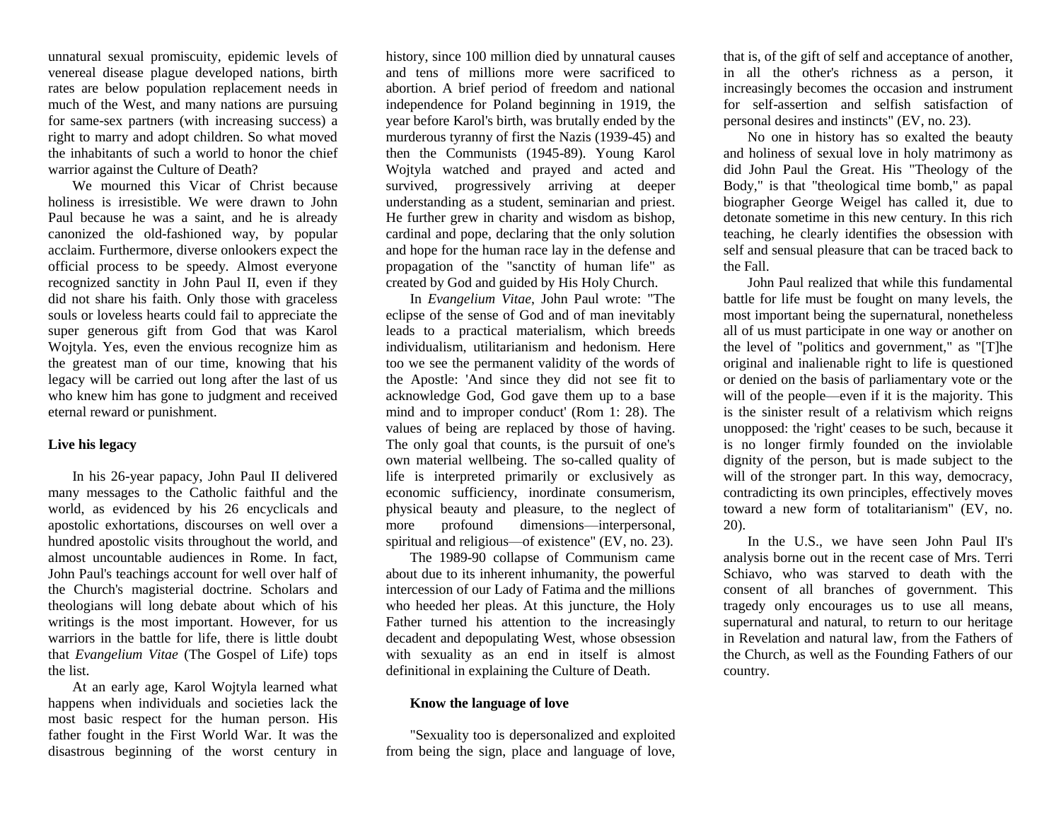unnatural sexual promiscuity, epidemic levels of venereal disease plague developed nations, birth rates are below population replacement needs in much of the West, and many nations are pursuing for same-sex partners (with increasing success) a right to marry and adopt children. So what moved the inhabitants of such a world to honor the chief warrior against the Culture of Death?

We mourned this Vicar of Christ because holiness is irresistible. We were drawn to John Paul because he was a saint, and he is already canonized the old-fashioned way, by popular acclaim. Furthermore, diverse onlookers expect the official process to be speedy. Almost everyone recognized sanctity in John Paul II, even if they did not share his faith. Only those with graceless souls or loveless hearts could fail to appreciate the super generous gift from God that was Karol Wojtyla. Yes, even the envious recognize him as the greatest man of our time, knowing that his legacy will be carried out long after the last of us who knew him has gone to judgment and received eternal reward or punishment.

**Live his legacy**

In his 26-year papacy, John Paul II delivered many messages to the Catholic faithful and the world, as evidenced by his 26 encyclicals and apostolic exhortations, discourses on well over a hundred apostolic visits throughout the world, and almost uncountable audiences in Rome. In fact, John Paul's teachings account for well over half of the Church's magisterial doctrine. Scholars and theologians will long debate about which of his writings is the most important. However, for us warriors in the battle for life, there is little doubt that *Evangelium Vitae* (The Gospel of Life) tops the list.

At an early age, Karol Wojtyla learned what happens when individuals and societies lack the most basic respect for the human person. His father fought in the First World War. It was the disastrous beginning of the worst century in history, since 100 million died by unnatural causes and tens of millions more were sacrificed to abortion. A brief period of freedom and national independence for Poland beginning in 1919, the year before Karol's birth, was brutally ended by the murderous tyranny of first the Nazis (1939-45) and then the Communists (1945-89). Young Karol Wojtyla watched and prayed and acted and survived, progressively arriving at deeper understanding as a student, seminarian and priest. He further grew in charity and wisdom as bishop, cardinal and pope, declaring that the only solution and hope for the human race lay in the defense and propagation of the "sanctity of human life" as created by God and guided by His Holy Church.

In *Evangelium Vitae*, John Paul wrote: "The eclipse of the sense of God and of man inevitably leads to a practical materialism, which breeds individualism, utilitarianism and hedonism. Here too we see the permanent validity of the words of the Apostle: 'And since they did not see fit to acknowledge God, God gave them up to a base mind and to improper conduct' (Rom 1: 28). The values of being are replaced by those of having. The only goal that counts, is the pursuit of one's own material wellbeing. The so-called quality of life is interpreted primarily or exclusively as economic sufficiency, inordinate consumerism, physical beauty and pleasure, to the neglect of more profound dimensions—interpersonal, spiritual and religious—of existence" (EV, no. 23).

The 1989-90 collapse of Communism came about due to its inherent inhumanity, the powerful intercession of our Lady of Fatima and the millions who heeded her pleas. At this juncture, the Holy Father turned his attention to the increasingly decadent and depopulating West, whose obsession with sexuality as an end in itself is almost definitional in explaining the Culture of Death.

**Know the language of love**

"Sexuality too is depersonalized and exploited from being the sign, place and language of love, that is, of the gift of self and acceptance of another, in all the other's richness as a person, it increasingly becomes the occasion and instrument for self-assertion and selfish satisfaction of personal desires and instincts" (EV, no. 23).

No one in history has so exalted the beauty and holiness of sexual love in holy matrimony as did John Paul the Great. His "Theology of the Body," is that "theological time bomb," as papal biographer George Weigel has called it, due to detonate sometime in this new century. In this rich teaching, he clearly identifies the obsession with self and sensual pleasure that can be traced back to the Fall.

John Paul realized that while this fundamental battle for life must be fought on many levels, the most important being the supernatural, nonetheless all of us must participate in one way or another on the level of "politics and government," as "[T]he original and inalienable right to life is questioned or denied on the basis of parliamentary vote or the will of the people—even if it is the majority. This is the sinister result of a relativism which reigns unopposed: the 'right' ceases to be such, because it is no longer firmly founded on the inviolable dignity of the person, but is made subject to the will of the stronger part. In this way, democracy, contradicting its own principles, effectively moves toward a new form of totalitarianism" (EV, no. 20).

In the U.S., we have seen John Paul II's analysis borne out in the recent case of Mrs. Terri Schiavo, who was starved to death with the consent of all branches of government. This tragedy only encourages us to use all means, supernatural and natural, to return to our heritage in Revelation and natural law, from the Fathers of the Church, as well as the Founding Fathers of our country.